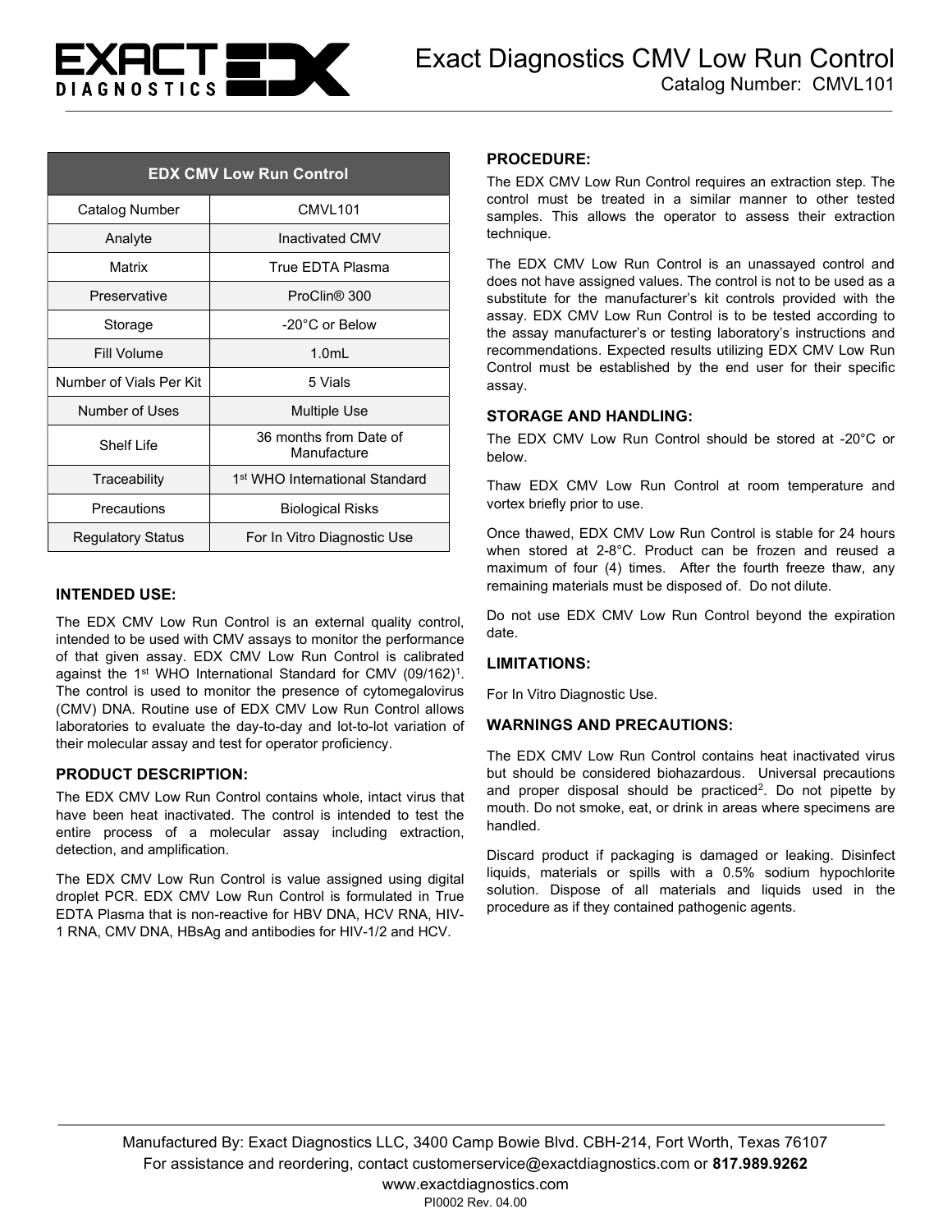# Exact Diagnostics CMV Low Run Control

Catalog Number: CMVL101

| EDX CMV Low Run Control | |
|---|---|
| Catalog Number | CMVL101 |
| Analyte | Inactivated CMV |
| Matrix | True EDTA Plasma |
| Preservative | ProClin® 300 |
| Storage | -20°C or Below |
| Fill Volume | 1.0mL |
| Number of Vials Per Kit | 5 Vials |
| Number of Uses | Multiple Use |
| Shelf Life | 36 months from Date of Manufacture |
| Traceability | 1st WHO International Standard |
| Precautions | Biological Risks |
| Regulatory Status | For In Vitro Diagnostic Use |

## INTENDED USE:

The EDX CMV Low Run Control is an external quality control, intended to be used with CMV assays to monitor the performance of that given assay. EDX CMV Low Run Control is calibrated against the 1st WHO International Standard for CMV (09/162)[1]. The control is used to monitor the presence of cytomegalovirus (CMV) DNA. Routine use of EDX CMV Low Run Control allows laboratories to evaluate the day-to-day and lot-to-lot variation of their molecular assay and test for operator proficiency.

## PRODUCT DESCRIPTION:

The EDX CMV Low Run Control contains whole, intact virus that have been heat inactivated. The control is intended to test the entire process of a molecular assay including extraction, detection, and amplification.

The EDX CMV Low Run Control is value assigned using digital droplet PCR. EDX CMV Low Run Control is formulated in True EDTA Plasma that is non-reactive for HBV DNA, HCV RNA, HIV-1 RNA, CMV DNA, HBsAg and antibodies for HIV-1/2 and HCV.

## PROCEDURE:

The EDX CMV Low Run Control requires an extraction step. The control must be treated in a similar manner to other tested samples. This allows the operator to assess their extraction technique.

The EDX CMV Low Run Control is an unassayed control and does not have assigned values. The control is not to be used as a substitute for the manufacturer's kit controls provided with the assay. EDX CMV Low Run Control is to be tested according to the assay manufacturer's or testing laboratory's instructions and recommendations. Expected results utilizing EDX CMV Low Run Control must be established by the end user for their specific assay.

## STORAGE AND HANDLING:

The EDX CMV Low Run Control should be stored at -20°C or below.

Thaw EDX CMV Low Run Control at room temperature and vortex briefly prior to use.

Once thawed, EDX CMV Low Run Control is stable for 24 hours when stored at 2-8°C. Product can be frozen and reused a maximum of four (4) times. After the fourth freeze thaw, any remaining materials must be disposed of. Do not dilute.

Do not use EDX CMV Low Run Control beyond the expiration date.

## LIMITATIONS:

For In Vitro Diagnostic Use.

## WARNINGS AND PRECAUTIONS:

The EDX CMV Low Run Control contains heat inactivated virus but should be considered biohazardous. Universal precautions and proper disposal should be practiced[2]. Do not pipette by mouth. Do not smoke, eat, or drink in areas where specimens are handled.

Discard product if packaging is damaged or leaking. Disinfect liquids, materials or spills with a 0.5% sodium hypochlorite solution. Dispose of all materials and liquids used in the procedure as if they contained pathogenic agents.

Manufactured By: Exact Diagnostics LLC, 3400 Camp Bowie Blvd. CBH-214, Fort Worth, Texas 76107
For assistance and reordering, contact customerservice@exactdiagnostics.com or **817.989.9262**
www.exactdiagnostics.com
PI0002 Rev. 04.00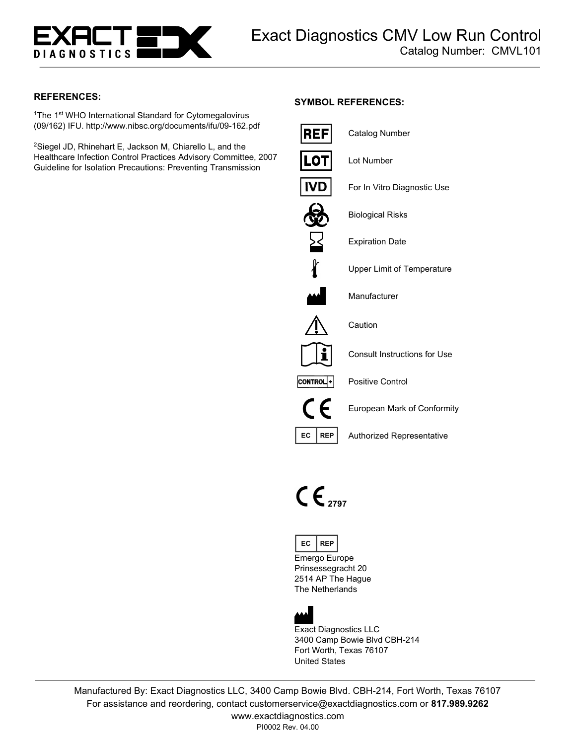# Exact Diagnostics CMV Low Run Control

Catalog Number: CMVL101

## REFERENCES:

[1]The 1st WHO International Standard for Cytomegalovirus (09/162) IFU. http://www.nibsc.org/documents/ifu/09-162.pdf

[2]Siegel JD, Rhinehart E, Jackson M, Chiarello L, and the Healthcare Infection Control Practices Advisory Committee, 2007 Guideline for Isolation Precautions: Preventing Transmission

## SYMBOL REFERENCES:

| | |
|---|---|
| REF | Catalog Number |
| LOT | Lot Number |
| IVD | For In Vitro Diagnostic Use |
| | Biological Risks |
| | Expiration Date |
| | Upper Limit of Temperature |
| | Manufacturer |
| | Caution |
| | Consult Instructions for Use |
| CONTROL + | Positive Control |
| CE | European Mark of Conformity |
| EC REP | Authorized Representative |

CE 2797

EC REP
Emergo Europe
Prinsessegracht 20
2514 AP The Hague
The Netherlands

Exact Diagnostics LLC
3400 Camp Bowie Blvd CBH-214
Fort Worth, Texas 76107
United States

Manufactured By: Exact Diagnostics LLC, 3400 Camp Bowie Blvd. CBH-214, Fort Worth, Texas 76107
For assistance and reordering, contact customerservice@exactdiagnostics.com or **817.989.9262**
www.exactdiagnostics.com
PI0002 Rev. 04.00